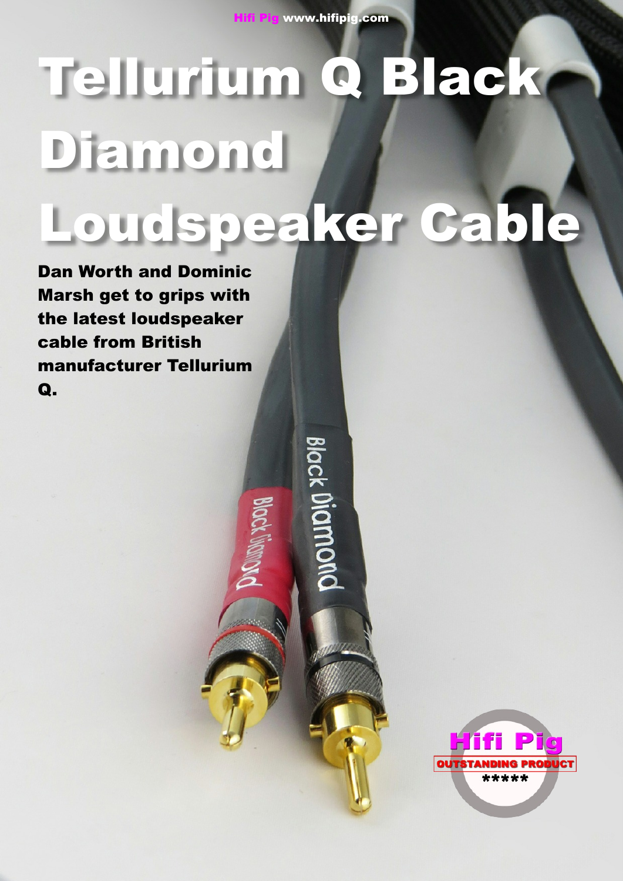# Tellurium Q Black Diamond Loudspeaker Cable

**Dan Worth and Dominic Marsh get to grips with the latest loudspeaker cable from British manufacturer Tellurium Q.**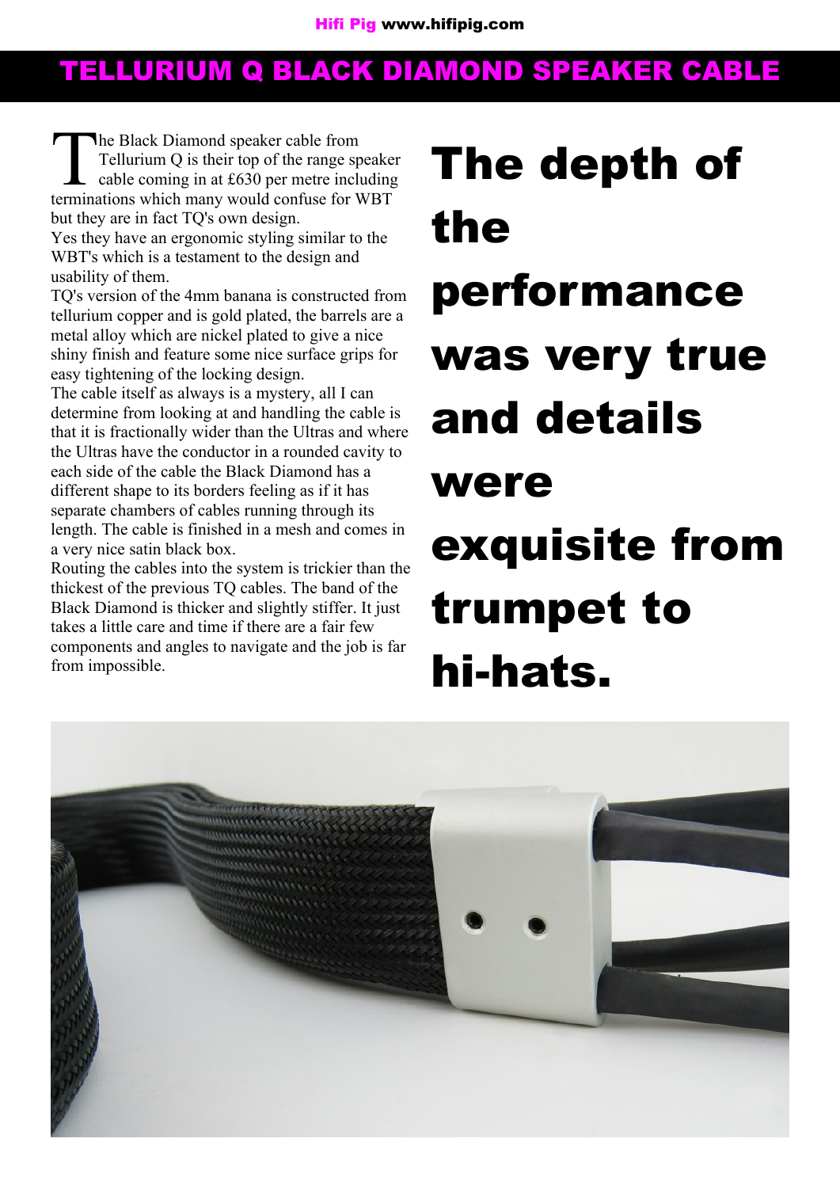# TELLURIUM Q BLACK DIAMOND SPEAKER CABLE

The Black Diamond speaker cable from Tellurium Q is their top of the range speaker cable coming in at £630 per metre including terminations which many would confuse for WBT but they are in fact TQ's own design.

Yes they have an ergonomic styling similar to the WBT's which is a testament to the design and usability of them.

TQ's version of the 4mm banana is constructed from tellurium copper and is gold plated, the barrels are a metal alloy which are nickel plated to give a nice shiny finish and feature some nice surface grips for easy tightening of the locking design.

The cable itself as always is a mystery, all I can determine from looking at and handling the cable is that it is fractionally wider than the Ultras and where the Ultras have the conductor in a rounded cavity to each side of the cable the Black Diamond has a different shape to its borders feeling as if it has separate chambers of cables running through its length. The cable is finished in a mesh and comes in a very nice satin black box.

Routing the cables into the system is trickier than the thickest of the previous TQ cables. The band of the Black Diamond is thicker and slightly stiffer. It just takes a little care and time if there are a fair few components and angles to navigate and the job is far from impossible.

**The depth of the performance was very true and details were exquisite from trumpet to hi-hats.**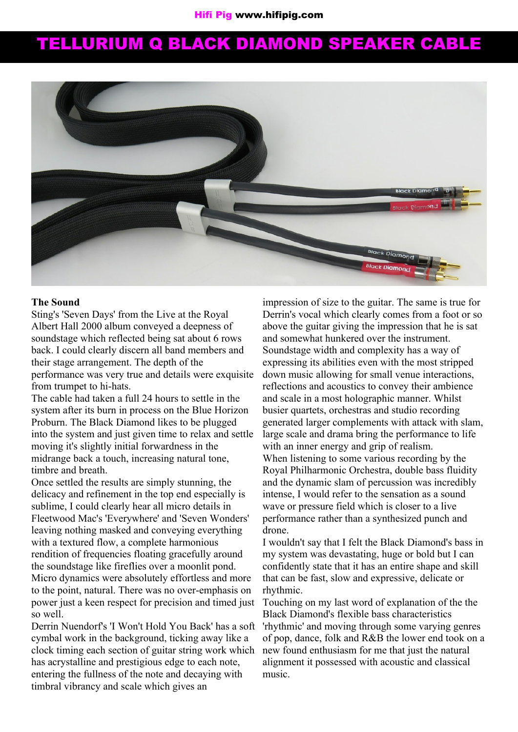# TELLURIUM Q BLACK DIAMOND SPEAKER CABLE

**The Sound**

Sting's 'Seven Days' from the Live at the Royal Albert Hall 2000 album conveyed a deepness of soundstage which reflected being sat about 6 rows back. I could clearly discern all band members and their stage arrangement. The depth of the performance was very true and details were exquisite from trumpet to hi-hats.

The cable had taken a full 24 hours to settle in the system after its burn in process on the Blue Horizon Proburn. The Black Diamond likes to be plugged into the system and just given time to relax and settle moving it's slightly initial forwardness in the midrange back a touch, increasing natural tone, timbre and breath.

Once settled the results are simply stunning, the delicacy and refinement in the top end especially is sublime, I could clearly hear all micro details in Fleetwood Mac's 'Everywhere' and 'Seven Wonders' leaving nothing masked and conveying everything with a textured flow, a complete harmonious rendition of frequencies floating gracefully around the soundstage like fireflies over a moonlit pond. Micro dynamics were absolutely effortless and more to the point, natural. There was no over-emphasis on power just a keen respect for precision and timed just so well.

Derrin Nuendorf's 'I Won't Hold You Back' has a soft cymbal work in the background, ticking away like a clock timing each section of guitar string work which has acrystalline and prestigious edge to each note, entering the fullness of the note and decaying with timbral vibrancy and scale which gives an impression of size to the guitar. The same is true for Derrin's vocal which clearly comes from a foot or so above the guitar giving the impression that he is sat and somewhat hunkered over the instrument.

Soundstage width and complexity has a way of expressing its abilities even with the most stripped down music allowing for small venue interactions, reflections and acoustics to convey their ambience and scale in a most holographic manner. Whilst busier quartets, orchestras and studio recording generated larger complements with attack with slam, large scale and drama bring the performance to life with an inner energy and grip of realism.

When listening to some various recording by the Royal Philharmonic Orchestra, double bass fluidity and the dynamic slam of percussion was incredibly intense, I would refer to the sensation as a sound wave or pressure field which is closer to a live performance rather than a synthesized punch and drone.

I wouldn't say that I felt the Black Diamond's bass in my system was devastating, huge or bold but I can confidently state that it has an entire shape and skill that can be fast, slow and expressive, delicate or rhythmic.

Touching on my last word of explanation of the the Black Diamond's flexible bass characteristics 'rhythmic' and moving through some varying genres of pop, dance, folk and R&B the lower end took on a new found enthusiasm for me that just the natural alignment it possessed with acoustic and classical music.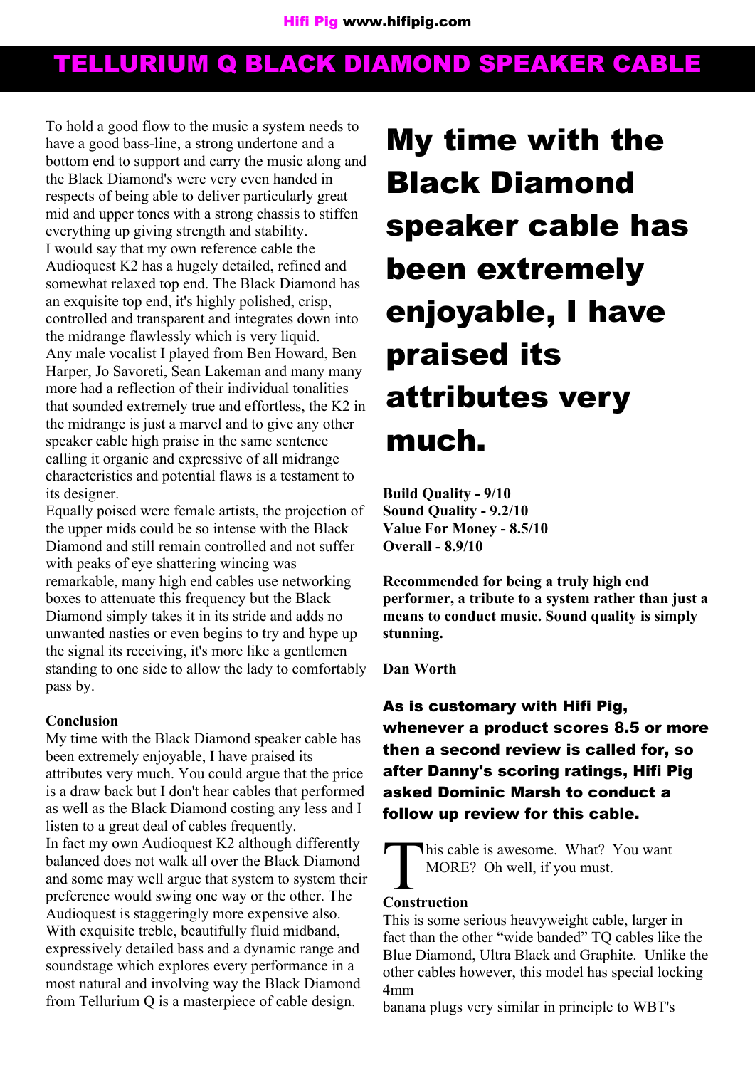# TELLURIUM Q BLACK DIAMOND SPEAKER CABLE

To hold a good flow to the music a system needs to have a good bass-line, a strong undertone and a bottom end to support and carry the music along and the Black Diamond's were very even handed in respects of being able to deliver particularly great mid and upper tones with a strong chassis to stiffen everything up giving strength and stability.
I would say that my own reference cable the Audioquest K2 has a hugely detailed, refined and somewhat relaxed top end. The Black Diamond has an exquisite top end, it's highly polished, crisp, controlled and transparent and integrates down into the midrange flawlessly which is very liquid.
Any male vocalist I played from Ben Howard, Ben Harper, Jo Savoreti, Sean Lakeman and many many more had a reflection of their individual tonalities that sounded extremely true and effortless, the K2 in the midrange is just a marvel and to give any other speaker cable high praise in the same sentence calling it organic and expressive of all midrange characteristics and potential flaws is a testament to its designer.
Equally poised were female artists, the projection of the upper mids could be so intense with the Black Diamond and still remain controlled and not suffer with peaks of eye shattering wincing was remarkable, many high end cables use networking boxes to attenuate this frequency but the Black Diamond simply takes it in its stride and adds no unwanted nasties or even begins to try and hype up the signal its receiving, it's more like a gentlemen standing to one side to allow the lady to comfortably pass by.

**Conclusion**
My time with the Black Diamond speaker cable has been extremely enjoyable, I have praised its attributes very much. You could argue that the price is a draw back but I don't hear cables that performed as well as the Black Diamond costing any less and I listen to a great deal of cables frequently.
In fact my own Audioquest K2 although differently balanced does not walk all over the Black Diamond and some may well argue that system to system their preference would swing one way or the other. The Audioquest is staggeringly more expensive also.
With exquisite treble, beautifully fluid midband, expressively detailed bass and a dynamic range and soundstage which explores every performance in a most natural and involving way the Black Diamond from Tellurium Q is a masterpiece of cable design.

## My time with the Black Diamond speaker cable has been extremely enjoyable, I have praised its attributes very much.

**Build Quality - 9/10**
**Sound Quality - 9.2/10**
**Value For Money - 8.5/10**
**Overall - 8.9/10**

**Recommended for being a truly high end performer, a tribute to a system rather than just a means to conduct music. Sound quality is simply stunning.**

**Dan Worth**

**As is customary with Hifi Pig, whenever a product scores 8.5 or more then a second review is called for, so after Danny's scoring ratings, Hifi Pig asked Dominic Marsh to conduct a follow up review for this cable.**

This cable is awesome. What? You want MORE? Oh well, if you must.

**Construction**
This is some serious heavyweight cable, larger in fact than the other "wide banded" TQ cables like the Blue Diamond, Ultra Black and Graphite. Unlike the other cables however, this model has special locking 4mm
banana plugs very similar in principle to WBT's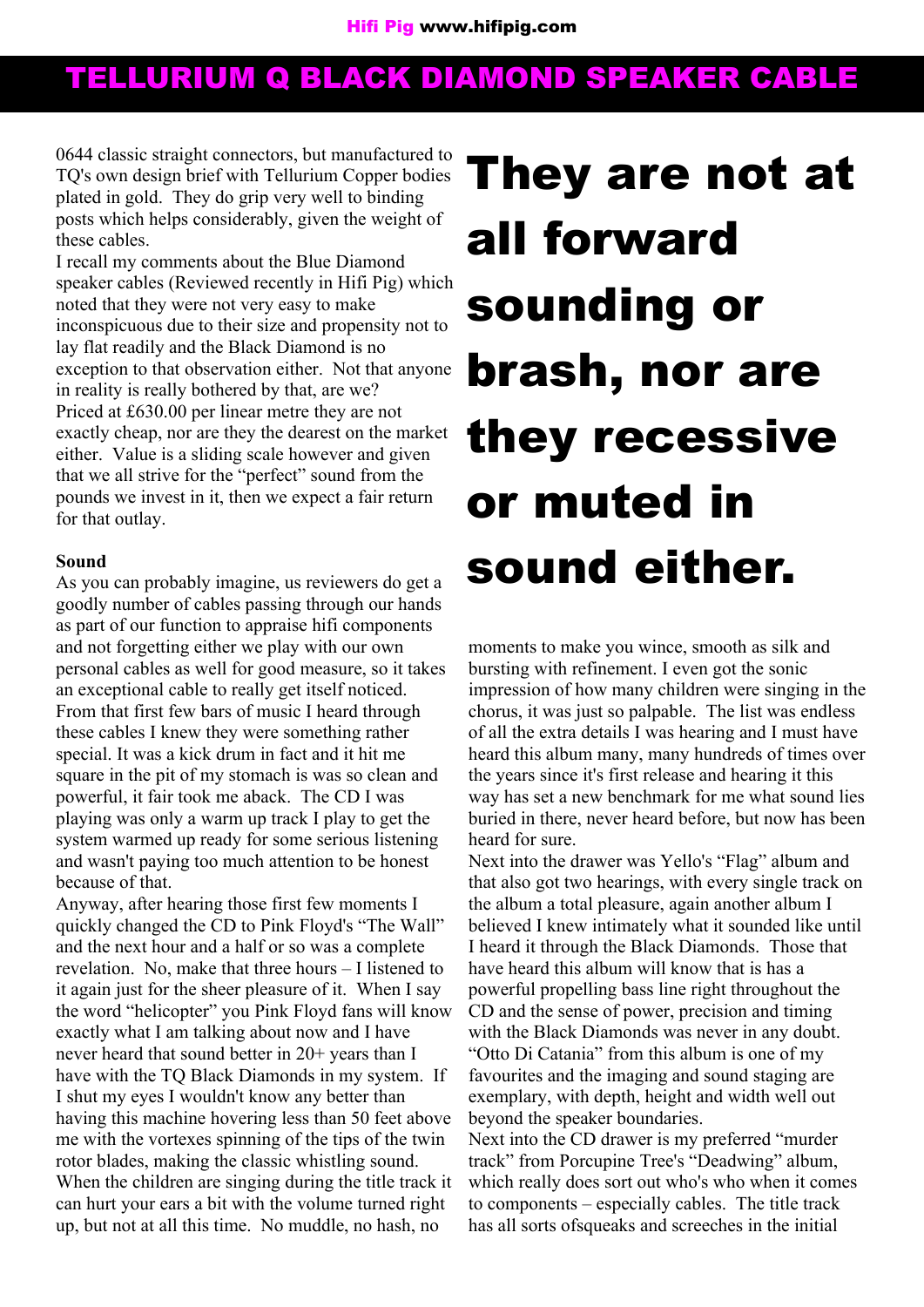# TELLURIUM Q BLACK DIAMOND SPEAKER CABLE

0644 classic straight connectors, but manufactured to TQ's own design brief with Tellurium Copper bodies plated in gold. They do grip very well to binding posts which helps considerably, given the weight of these cables.

I recall my comments about the Blue Diamond speaker cables (Reviewed recently in Hifi Pig) which noted that they were not very easy to make inconspicuous due to their size and propensity not to lay flat readily and the Black Diamond is no exception to that observation either. Not that anyone in reality is really bothered by that, are we?

Priced at £630.00 per linear metre they are not exactly cheap, nor are they the dearest on the market either. Value is a sliding scale however and given that we all strive for the "perfect" sound from the pounds we invest in it, then we expect a fair return for that outlay.

**Sound**

As you can probably imagine, us reviewers do get a goodly number of cables passing through our hands as part of our function to appraise hifi components and not forgetting either we play with our own personal cables as well for good measure, so it takes an exceptional cable to really get itself noticed.

From that first few bars of music I heard through these cables I knew they were something rather special. It was a kick drum in fact and it hit me square in the pit of my stomach is was so clean and powerful, it fair took me aback. The CD I was playing was only a warm up track I play to get the system warmed up ready for some serious listening and wasn't paying too much attention to be honest because of that.

Anyway, after hearing those first few moments I quickly changed the CD to Pink Floyd's "The Wall" and the next hour and a half or so was a complete revelation. No, make that three hours – I listened to it again just for the sheer pleasure of it. When I say the word "helicopter" you Pink Floyd fans will know exactly what I am talking about now and I have never heard that sound better in 20+ years than I have with the TQ Black Diamonds in my system. If I shut my eyes I wouldn't know any better than having this machine hovering less than 50 feet above me with the vortexes spinning of the tips of the twin rotor blades, making the classic whistling sound. When the children are singing during the title track it can hurt your ears a bit with the volume turned right up, but not at all this time. No muddle, no hash, no moments to make you wince, smooth as silk and bursting with refinement. I even got the sonic impression of how many children were singing in the chorus, it was just so palpable. The list was endless of all the extra details I was hearing and I must have heard this album many, many hundreds of times over the years since it's first release and hearing it this way has set a new benchmark for me what sound lies buried in there, never heard before, but now has been heard for sure.

## They are not at all forward sounding or brash, nor are they recessive or muted in sound either.

Next into the drawer was Yello's "Flag" album and that also got two hearings, with every single track on the album a total pleasure, again another album I believed I knew intimately what it sounded like until I heard it through the Black Diamonds. Those that have heard this album will know that is has a powerful propelling bass line right throughout the CD and the sense of power, precision and timing with the Black Diamonds was never in any doubt. "Otto Di Catania" from this album is one of my favourites and the imaging and sound staging are exemplary, with depth, height and width well out beyond the speaker boundaries.

Next into the CD drawer is my preferred "murder track" from Porcupine Tree's "Deadwing" album, which really does sort out who's who when it comes to components – especially cables. The title track has all sorts ofsqueaks and screeches in the initial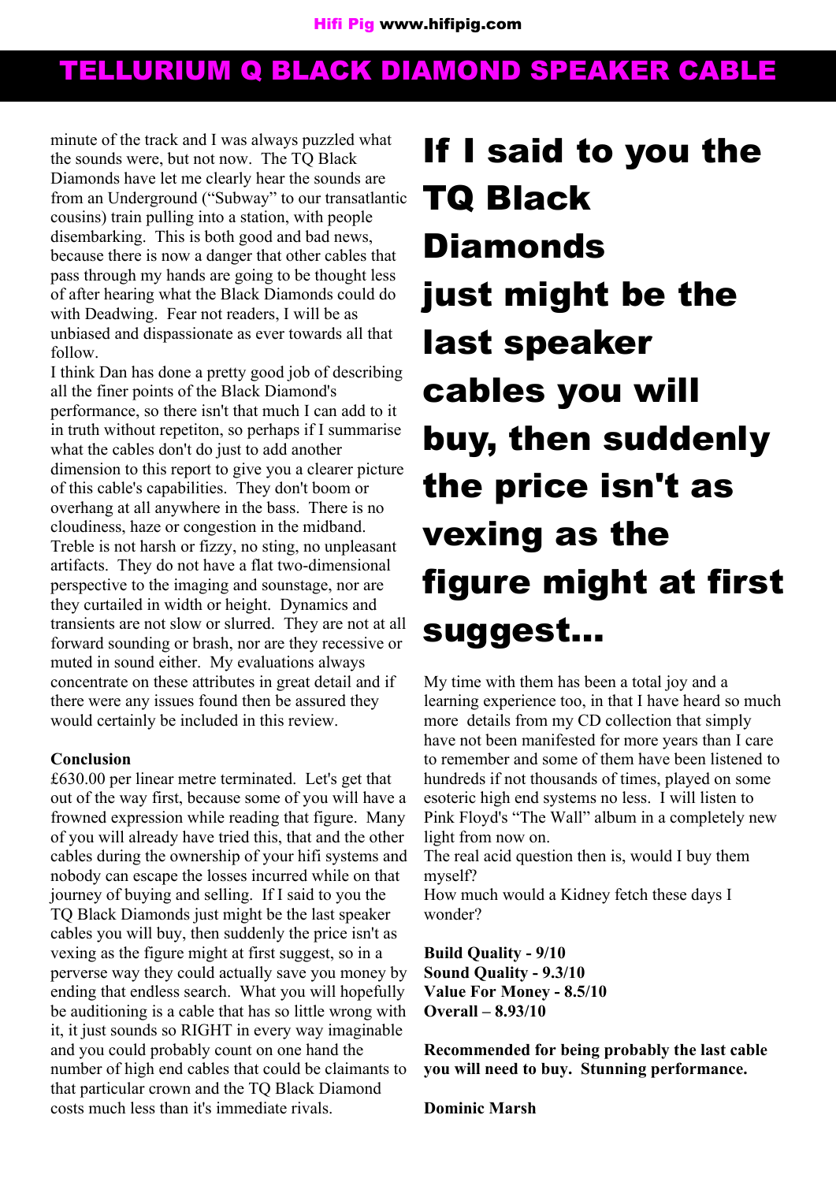minute of the track and I was always puzzled what the sounds were, but not now. The TQ Black Diamonds have let me clearly hear the sounds are from an Underground ("Subway" to our transatlantic cousins) train pulling into a station, with people disembarking. This is both good and bad news, because there is now a danger that other cables that pass through my hands are going to be thought less of after hearing what the Black Diamonds could do with Deadwing. Fear not readers, I will be as unbiased and dispassionate as ever towards all that follow.

I think Dan has done a pretty good job of describing all the finer points of the Black Diamond's performance, so there isn't that much I can add to it in truth without repetiton, so perhaps if I summarise what the cables don't do just to add another dimension to this report to give you a clearer picture of this cable's capabilities. They don't boom or overhang at all anywhere in the bass. There is no cloudiness, haze or congestion in the midband. Treble is not harsh or fizzy, no sting, no unpleasant artifacts. They do not have a flat two-dimensional perspective to the imaging and sounstage, nor are they curtailed in width or height. Dynamics and transients are not slow or slurred. They are not at all forward sounding or brash, nor are they recessive or muted in sound either. My evaluations always concentrate on these attributes in great detail and if there were any issues found then be assured they would certainly be included in this review.

**Conclusion**

£630.00 per linear metre terminated. Let's get that out of the way first, because some of you will have a frowned expression while reading that figure. Many of you will already have tried this, that and the other cables during the ownership of your hifi systems and nobody can escape the losses incurred while on that journey of buying and selling. If I said to you the TQ Black Diamonds just might be the last speaker cables you will buy, then suddenly the price isn't as vexing as the figure might at first suggest, so in a perverse way they could actually save you money by ending that endless search. What you will hopefully be auditioning is a cable that has so little wrong with it, it just sounds so RIGHT in every way imaginable and you could probably count on one hand the number of high end cables that could be claimants to that particular crown and the TQ Black Diamond costs much less than it's immediate rivals.

# If I said to you the TQ Black Diamonds just might be the last speaker cables you will buy, then suddenly the price isn't as vexing as the figure might at first suggest...

My time with them has been a total joy and a learning experience too, in that I have heard so much more details from my CD collection that simply have not been manifested for more years than I care to remember and some of them have been listened to hundreds if not thousands of times, played on some esoteric high end systems no less. I will listen to Pink Floyd's "The Wall" album in a completely new light from now on.

The real acid question then is, would I buy them myself?

How much would a Kidney fetch these days I wonder?

**Build Quality - 9/10**
**Sound Quality - 9.3/10**
**Value For Money - 8.5/10**
**Overall – 8.93/10**

**Recommended for being probably the last cable you will need to buy. Stunning performance.**

**Dominic Marsh**